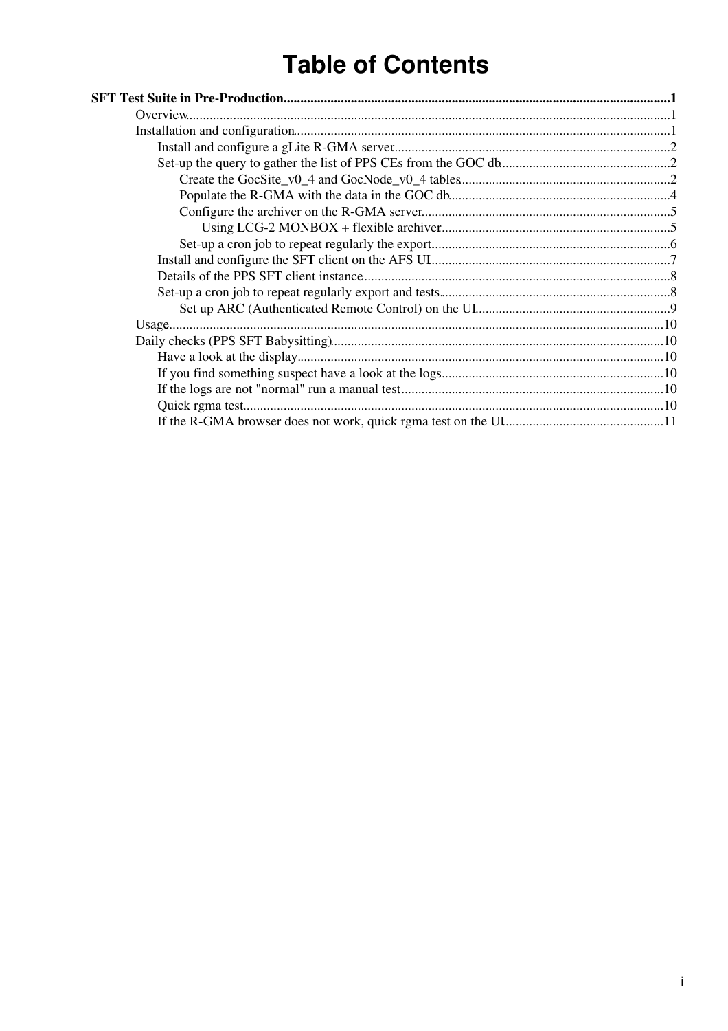# Table of Contents

**SFT Test Suite in Pre-Production**...1

- Overview...1
- Installation and configuration...1
  - Install and configure a gLite R-GMA server...2
  - Set-up the query to gather the list of PPS CEs from the GOC db...2
    - Create the GocSite_v0_4 and GocNode_v0_4 tables...2
    - Populate the R-GMA with the data in the GOC db...4
    - Configure the archiver on the R-GMA server...5
      - Using LCG-2 MONBOX + flexible archiver...5
    - Set-up a cron job to repeat regularly the export...6
  - Install and configure the SFT client on the AFS UI...7
  - Details of the PPS SFT client instance...8
  - Set-up a cron job to repeat regularly export and tests...8
    - Set up ARC (Authenticated Remote Control) on the UI...9
- Usage...10
- Daily checks (PPS SFT Babysitting)...10
  - Have a look at the display...10
  - If you find something suspect have a look at the logs...10
  - If the logs are not "normal" run a manual test...10
  - Quick rgma test...10
  - If the R-GMA browser does not work, quick rgma test on the UI...11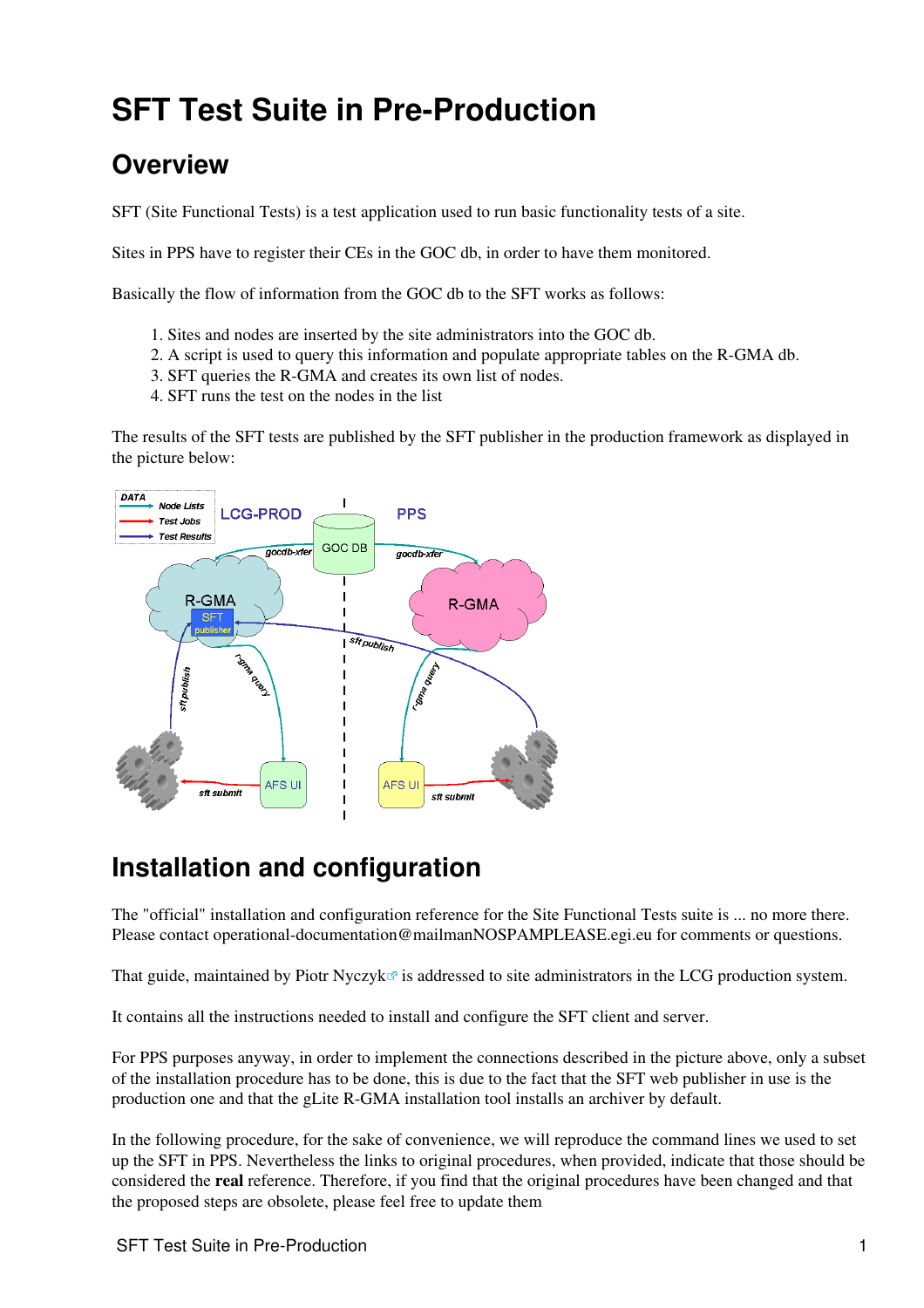# SFT Test Suite in Pre-Production

## Overview

SFT (Site Functional Tests) is a test application used to run basic functionality tests of a site.

Sites in PPS have to register their CEs in the GOC db, in order to have them monitored.

Basically the flow of information from the GOC db to the SFT works as follows:

1. Sites and nodes are inserted by the site administrators into the GOC db.
2. A script is used to query this information and populate appropriate tables on the R-GMA db.
3. SFT queries the R-GMA and creates its own list of nodes.
4. SFT runs the test on the nodes in the list

The results of the SFT tests are published by the SFT publisher in the production framework as displayed in the picture below:

## Installation and configuration

The "official" installation and configuration reference for the Site Functional Tests suite is ... no more there. Please contact operational-documentation@mailmanNOSPAMPLEASE.egi.eu for comments or questions.

That guide, maintained by Piotr Nyczyk is addressed to site administrators in the LCG production system.

It contains all the instructions needed to install and configure the SFT client and server.

For PPS purposes anyway, in order to implement the connections described in the picture above, only a subset of the installation procedure has to be done, this is due to the fact that the SFT web publisher in use is the production one and that the gLite R-GMA installation tool installs an archiver by default.

In the following procedure, for the sake of convenience, we will reproduce the command lines we used to set up the SFT in PPS. Nevertheless the links to original procedures, when provided, indicate that those should be considered the **real** reference. Therefore, if you find that the original procedures have been changed and that the proposed steps are obsolete, please feel free to update them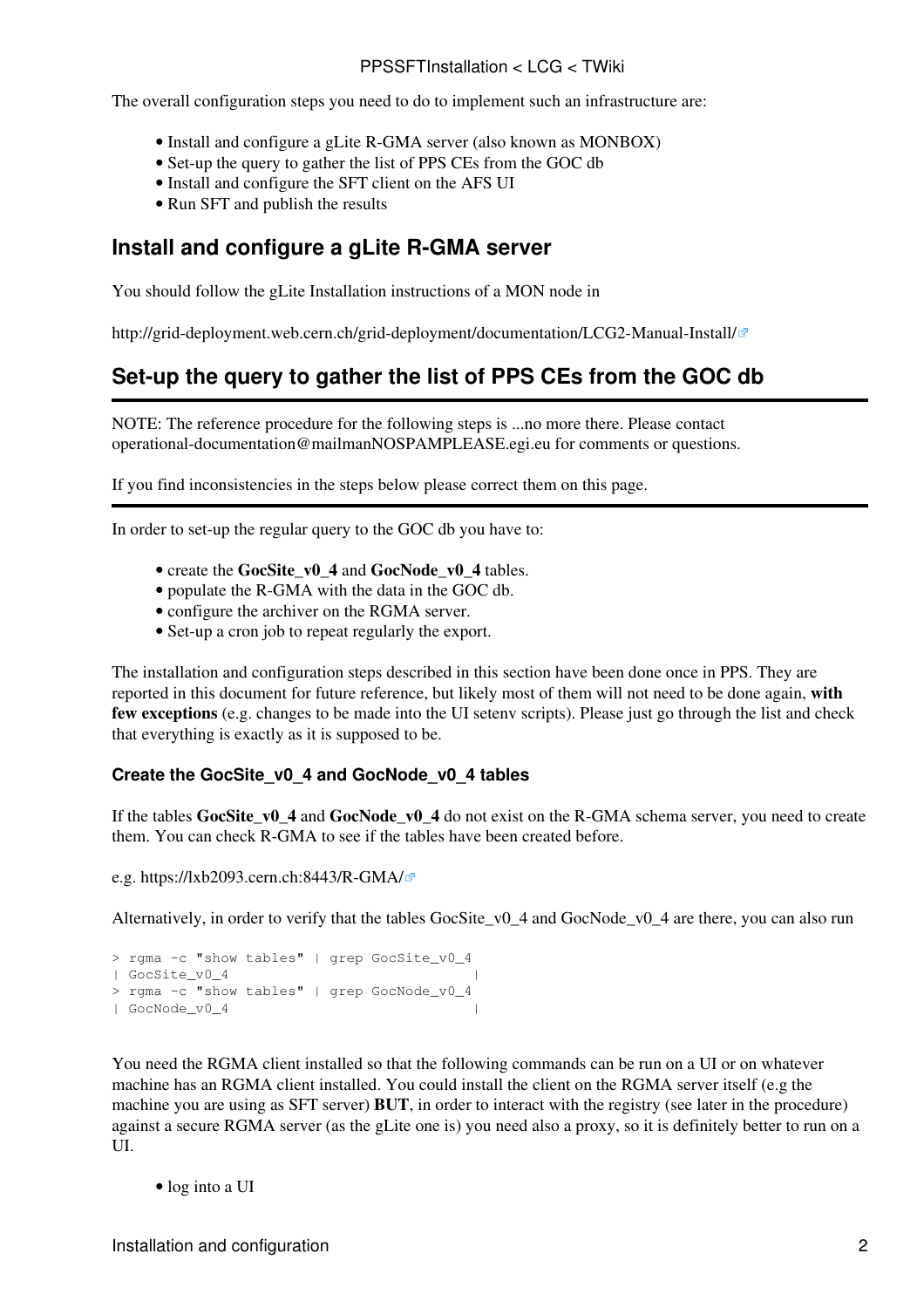The overall configuration steps you need to do to implement such an infrastructure are:

- Install and configure a gLite R-GMA server (also known as MONBOX)
- Set-up the query to gather the list of PPS CEs from the GOC db
- Install and configure the SFT client on the AFS UI
- Run SFT and publish the results

## Install and configure a gLite R-GMA server

You should follow the gLite Installation instructions of a MON node in

http://grid-deployment.web.cern.ch/grid-deployment/documentation/LCG2-Manual-Install/

## Set-up the query to gather the list of PPS CEs from the GOC db

---

NOTE: The reference procedure for the following steps is ...no more there. Please contact operational-documentation@mailmanNOSPAMPLEASE.egi.eu for comments or questions.

If you find inconsistencies in the steps below please correct them on this page.

---

In order to set-up the regular query to the GOC db you have to:

- create the **GocSite_v0_4** and **GocNode_v0_4** tables.
- populate the R-GMA with the data in the GOC db.
- configure the archiver on the RGMA server.
- Set-up a cron job to repeat regularly the export.

The installation and configuration steps described in this section have been done once in PPS. They are reported in this document for future reference, but likely most of them will not need to be done again, **with few exceptions** (e.g. changes to be made into the UI setenv scripts). Please just go through the list and check that everything is exactly as it is supposed to be.

### Create the GocSite_v0_4 and GocNode_v0_4 tables

If the tables **GocSite_v0_4** and **GocNode_v0_4** do not exist on the R-GMA schema server, you need to create them. You can check R-GMA to see if the tables have been created before.

e.g. https://lxb2093.cern.ch:8443/R-GMA/

Alternatively, in order to verify that the tables GocSite_v0_4 and GocNode_v0_4 are there, you can also run

```
> rgma -c "show tables" | grep GocSite_v0_4
| GocSite_v0_4                              |
> rgma -c "show tables" | grep GocNode_v0_4
| GocNode_v0_4                              |
```

You need the RGMA client installed so that the following commands can be run on a UI or on whatever machine has an RGMA client installed. You could install the client on the RGMA server itself (e.g the machine you are using as SFT server) **BUT**, in order to interact with the registry (see later in the procedure) against a secure RGMA server (as the gLite one is) you need also a proxy, so it is definitely better to run on a UI.

- log into a UI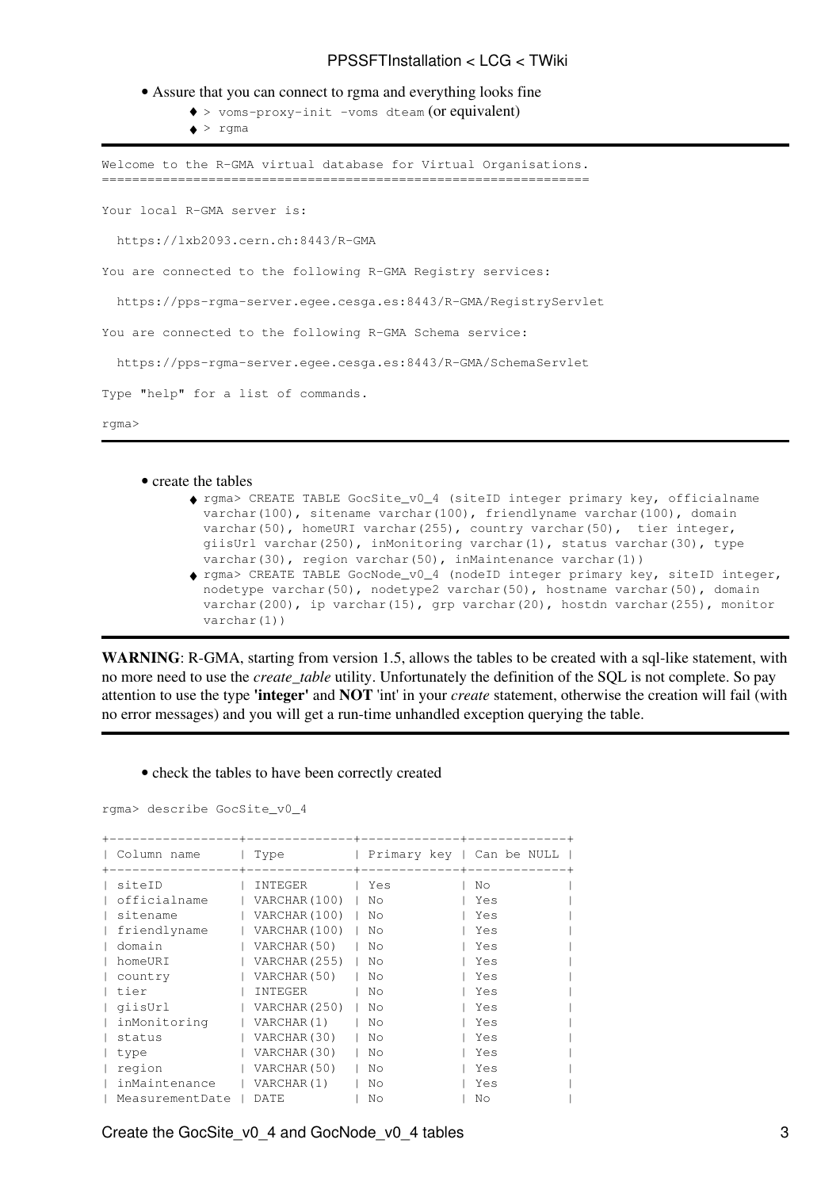- Assure that you can connect to rgma and everything looks fine
    - `> voms-proxy-init -voms dteam` (or equivalent)
    - `> rgma`

```
Welcome to the R-GMA virtual database for Virtual Organisations.
================================================================

Your local R-GMA server is:

  https://lxb2093.cern.ch:8443/R-GMA

You are connected to the following R-GMA Registry services:

  https://pps-rgma-server.egee.cesga.es:8443/R-GMA/RegistryServlet

You are connected to the following R-GMA Schema service:

  https://pps-rgma-server.egee.cesga.es:8443/R-GMA/SchemaServlet

Type "help" for a list of commands.

rgma>
```

- create the tables
    - `rgma> CREATE TABLE GocSite_v0_4 (siteID integer primary key, officialname varchar(100), sitename varchar(100), friendlyname varchar(100), domain varchar(50), homeURI varchar(255), country varchar(50),  tier integer, giisUrl varchar(250), inMonitoring varchar(1), status varchar(30), type varchar(30), region varchar(50), inMaintenance varchar(1))`
    - `rgma> CREATE TABLE GocNode_v0_4 (nodeID integer primary key, siteID integer, nodetype varchar(50), nodetype2 varchar(50), hostname varchar(50), domain varchar(200), ip varchar(15), grp varchar(20), hostdn varchar(255), monitor varchar(1))`

---

**WARNING**: R-GMA, starting from version 1.5, allows the tables to be created with a sql-like statement, with no more need to use the *create_table* utility. Unfortunately the definition of the SQL is not complete. So pay attention to use the type **'integer'** and **NOT** 'int' in your *create* statement, otherwise the creation will fail (with no error messages) and you will get a run-time unhandled exception querying the table.

---

- check the tables to have been correctly created

```
rgma> describe GocSite_v0_4

+-----------------+--------------+-------------+-------------+
| Column name     | Type         | Primary key | Can be NULL |
+-----------------+--------------+-------------+-------------+
| siteID          | INTEGER      | Yes         | No          |
| officialname    | VARCHAR(100) | No          | Yes         |
| sitename        | VARCHAR(100) | No          | Yes         |
| friendlyname    | VARCHAR(100) | No          | Yes         |
| domain          | VARCHAR(50)  | No          | Yes         |
| homeURI         | VARCHAR(255) | No          | Yes         |
| country         | VARCHAR(50)  | No          | Yes         |
| tier            | INTEGER      | No          | Yes         |
| giisUrl         | VARCHAR(250) | No          | Yes         |
| inMonitoring    | VARCHAR(1)   | No          | Yes         |
| status          | VARCHAR(30)  | No          | Yes         |
| type            | VARCHAR(30)  | No          | Yes         |
| region          | VARCHAR(50)  | No          | Yes         |
| inMaintenance   | VARCHAR(1)   | No          | Yes         |
| MeasurementDate | DATE         | No          | No          |
```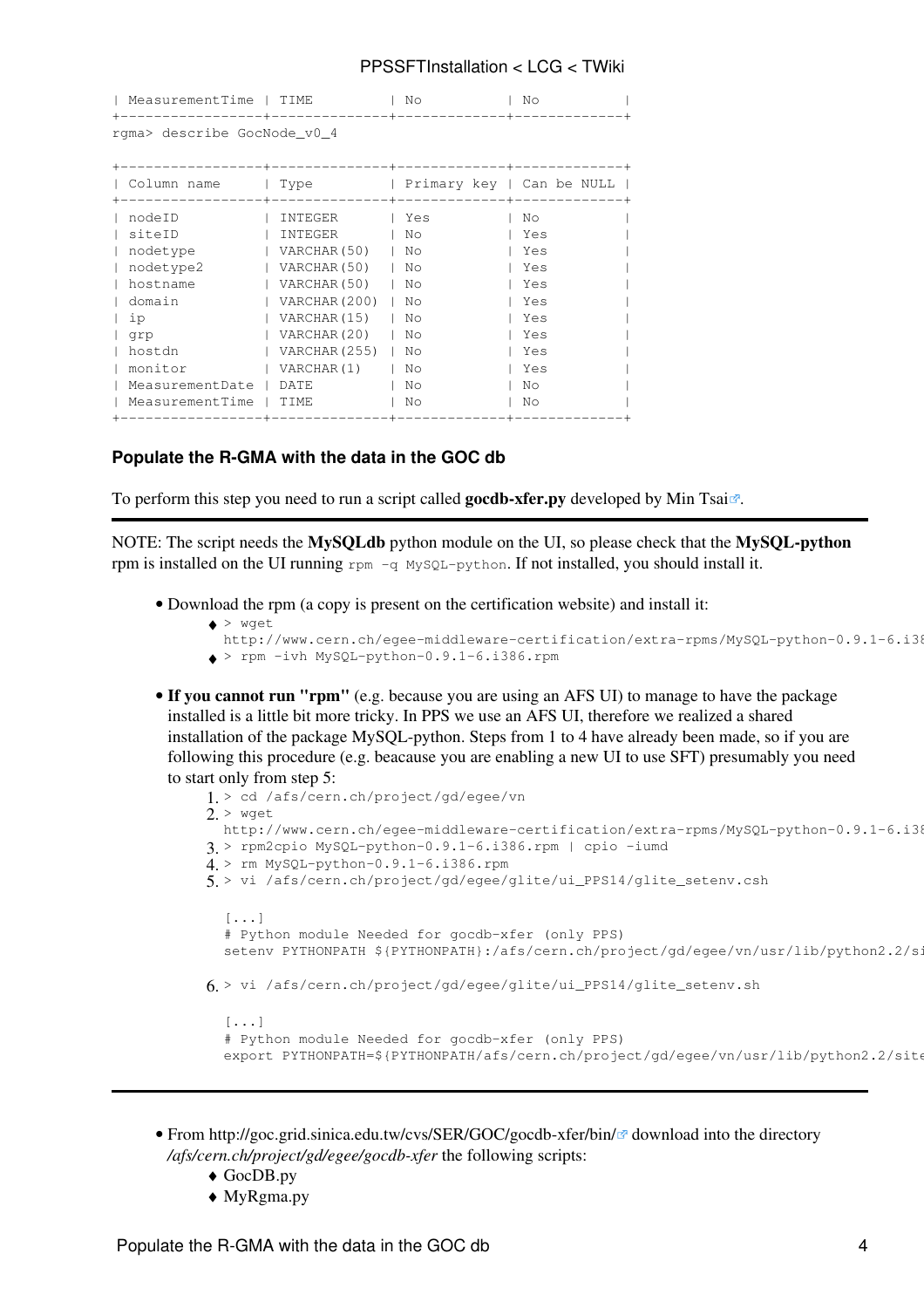```
| MeasurementTime | TIME         | No          | No          |
+-----------------+--------------+-------------+-------------+
rgma> describe GocNode_v0_4

+-----------------+--------------+-------------+-------------+
| Column name     | Type         | Primary key | Can be NULL |
+-----------------+--------------+-------------+-------------+
| nodeID          | INTEGER      | Yes         | No          |
| siteID          | INTEGER      | No          | Yes         |
| nodetype        | VARCHAR(50)  | No          | Yes         |
| nodetype2       | VARCHAR(50)  | No          | Yes         |
| hostname        | VARCHAR(50)  | No          | Yes         |
| domain          | VARCHAR(200) | No          | Yes         |
| ip              | VARCHAR(15)  | No          | Yes         |
| grp             | VARCHAR(20)  | No          | Yes         |
| hostdn          | VARCHAR(255) | No          | Yes         |
| monitor         | VARCHAR(1)   | No          | Yes         |
| MeasurementDate | DATE         | No          | No          |
| MeasurementTime | TIME         | No          | No          |
+-----------------+--------------+-------------+-------------+
```

#### Populate the R-GMA with the data in the GOC db

To perform this step you need to run a script called **gocdb-xfer.py** developed by Min Tsai.

---

NOTE: The script needs the **MySQLdb** python module on the UI, so please check that the **MySQL-python** rpm is installed on the UI running `rpm -q MySQL-python`. If not installed, you should install it.

- Download the rpm (a copy is present on the certification website) and install it:
    - `> wget http://www.cern.ch/egee-middleware-certification/extra-rpms/MySQL-python-0.9.1-6.i38`
    - `> rpm -ivh MySQL-python-0.9.1-6.i386.rpm`
- **If you cannot run "rpm"** (e.g. because you are using an AFS UI) to manage to have the package installed is a little bit more tricky. In PPS we use an AFS UI, therefore we realized a shared installation of the package MySQL-python. Steps from 1 to 4 have already been made, so if you are following this procedure (e.g. beacause you are enabling a new UI to use SFT) presumably you need to start only from step 5:
    1. `> cd /afs/cern.ch/project/gd/egee/vn`
    2. `> wget http://www.cern.ch/egee-middleware-certification/extra-rpms/MySQL-python-0.9.1-6.i38`
    3. `> rpm2cpio MySQL-python-0.9.1-6.i386.rpm | cpio -iumd`
    4. `> rm MySQL-python-0.9.1-6.i386.rpm`
    5. `> vi /afs/cern.ch/project/gd/egee/glite/ui_PPS14/glite_setenv.csh`

       ```
       [...]
       # Python module Needed for gocdb-xfer (only PPS)
       setenv PYTHONPATH ${PYTHONPATH}:/afs/cern.ch/project/gd/egee/vn/usr/lib/python2.2/si
       ```
    6. `> vi /afs/cern.ch/project/gd/egee/glite/ui_PPS14/glite_setenv.sh`

       ```
       [...]
       # Python module Needed for gocdb-xfer (only PPS)
       export PYTHONPATH=${PYTHONPATH/afs/cern.ch/project/gd/egee/vn/usr/lib/python2.2/site
       ```

---

- From http://goc.grid.sinica.edu.tw/cvs/SER/GOC/gocdb-xfer/bin/ download into the directory */afs/cern.ch/project/gd/egee/gocdb-xfer* the following scripts:
    - GocDB.py
    - MyRgma.py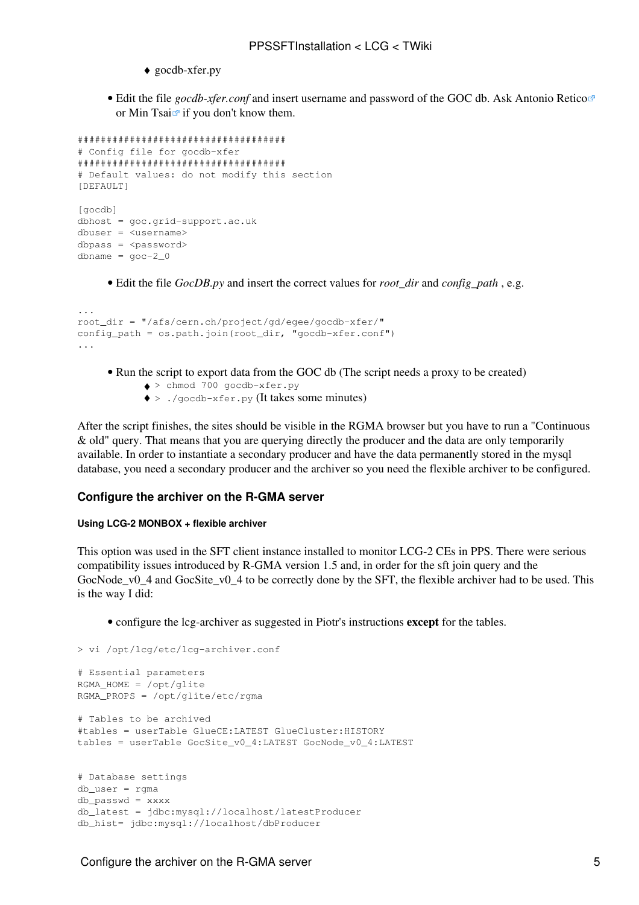- gocdb-xfer.py
- Edit the file *gocdb-xfer.conf* and insert username and password of the GOC db. Ask Antonio Retico or Min Tsai if you don't know them.

```
####################################
# Config file for gocdb-xfer
####################################
# Default values: do not modify this section
[DEFAULT]

[gocdb]
dbhost = goc.grid-support.ac.uk
dbuser = <username>
dbpass = <password>
dbname = goc-2_0
```

- Edit the file *GocDB.py* and insert the correct values for *root_dir* and *config_path* , e.g.

```
...
root_dir = "/afs/cern.ch/project/gd/egee/gocdb-xfer/"
config_path = os.path.join(root_dir, "gocdb-xfer.conf")
...
```

- Run the script to export data from the GOC db (The script needs a proxy to be created)
    - `> chmod 700 gocdb-xfer.py`
    - `> ./gocdb-xfer.py` (It takes some minutes)

After the script finishes, the sites should be visible in the RGMA browser but you have to run a "Continuous & old" query. That means that you are querying directly the producer and the data are only temporarily available. In order to instantiate a secondary producer and have the data permanently stored in the mysql database, you need a secondary producer and the archiver so you need the flexible archiver to be configured.

### Configure the archiver on the R-GMA server

#### Using LCG-2 MONBOX + flexible archiver

This option was used in the SFT client instance installed to monitor LCG-2 CEs in PPS. There were serious compatibility issues introduced by R-GMA version 1.5 and, in order for the sft join query and the GocNode_v0_4 and GocSite_v0_4 to be correctly done by the SFT, the flexible archiver had to be used. This is the way I did:

- configure the lcg-archiver as suggested in Piotr's instructions **except** for the tables.

```
> vi /opt/lcg/etc/lcg-archiver.conf

# Essential parameters
RGMA_HOME = /opt/glite
RGMA_PROPS = /opt/glite/etc/rgma

# Tables to be archived
#tables = userTable GlueCE:LATEST GlueCluster:HISTORY
tables = userTable GocSite_v0_4:LATEST GocNode_v0_4:LATEST


# Database settings
db_user = rgma
db_passwd = xxxx
db_latest = jdbc:mysql://localhost/latestProducer
db_hist= jdbc:mysql://localhost/dbProducer
```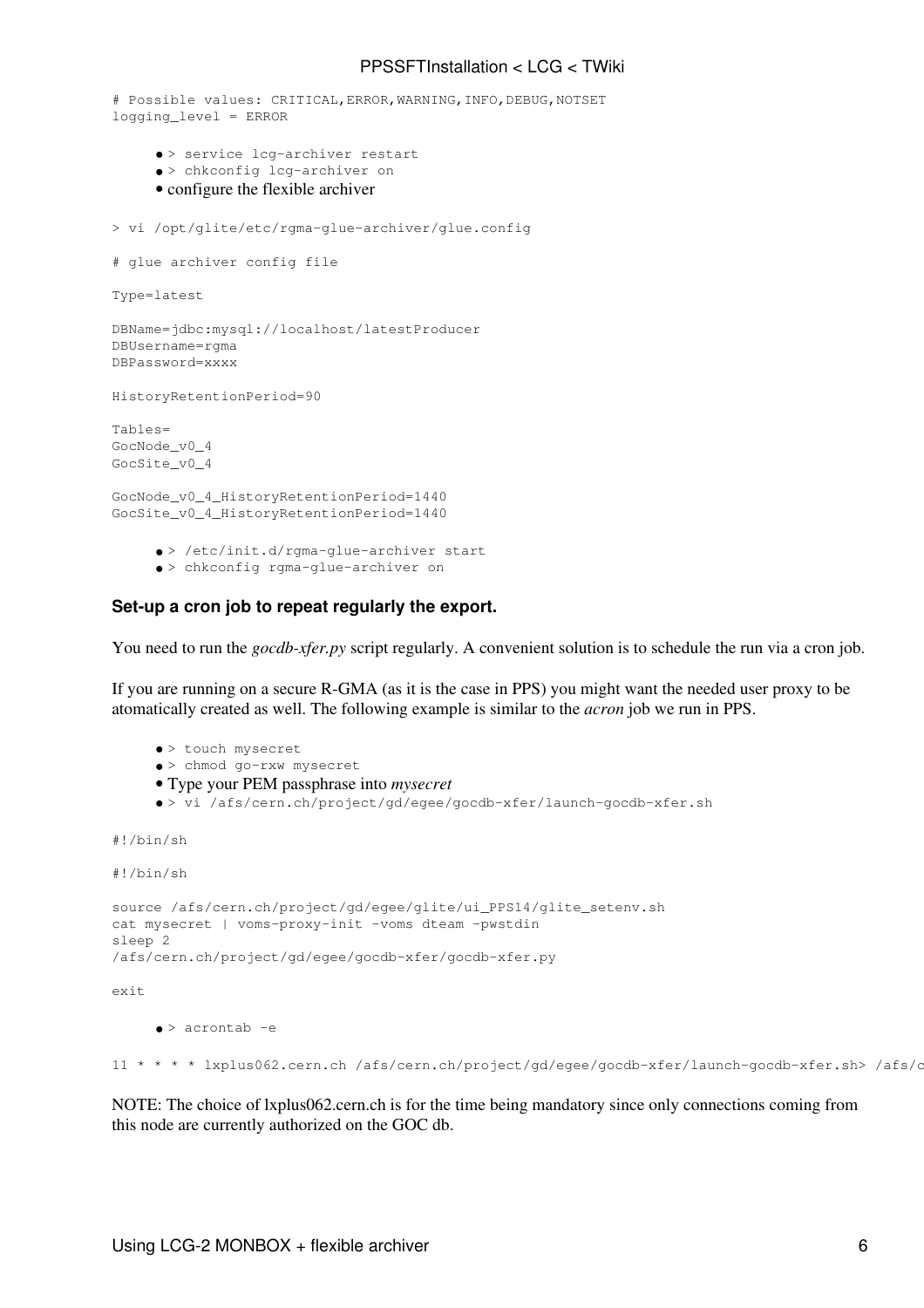```
# Possible values: CRITICAL,ERROR,WARNING,INFO,DEBUG,NOTSET
logging_level = ERROR
```

- `> service lcg-archiver restart`
- `> chkconfig lcg-archiver on`
- configure the flexible archiver

```
> vi /opt/glite/etc/rgma-glue-archiver/glue.config

# glue archiver config file

Type=latest

DBName=jdbc:mysql://localhost/latestProducer
DBUsername=rgma
DBPassword=xxxx

HistoryRetentionPeriod=90

Tables=
GocNode_v0_4
GocSite_v0_4

GocNode_v0_4_HistoryRetentionPeriod=1440
GocSite_v0_4_HistoryRetentionPeriod=1440
```

- `> /etc/init.d/rgma-glue-archiver start`
- `> chkconfig rgma-glue-archiver on`

### Set-up a cron job to repeat regularly the export.

You need to run the *gocdb-xfer.py* script regularly. A convenient solution is to schedule the run via a cron job.

If you are running on a secure R-GMA (as it is the case in PPS) you might want the needed user proxy to be atomatically created as well. The following example is similar to the *acron* job we run in PPS.

- `> touch mysecret`
- `> chmod go-rxw mysecret`
- Type your PEM passphrase into *mysecret*
- `> vi /afs/cern.ch/project/gd/egee/gocdb-xfer/launch-gocdb-xfer.sh`

```
#!/bin/sh

#!/bin/sh

source /afs/cern.ch/project/gd/egee/glite/ui_PPS14/glite_setenv.sh
cat mysecret | voms-proxy-init -voms dteam -pwstdin
sleep 2
/afs/cern.ch/project/gd/egee/gocdb-xfer/gocdb-xfer.py

exit
```

- `> acrontab -e`

```
11 * * * * lxplus062.cern.ch /afs/cern.ch/project/gd/egee/gocdb-xfer/launch-gocdb-xfer.sh> /afs/c
```

NOTE: The choice of lxplus062.cern.ch is for the time being mandatory since only connections coming from this node are currently authorized on the GOC db.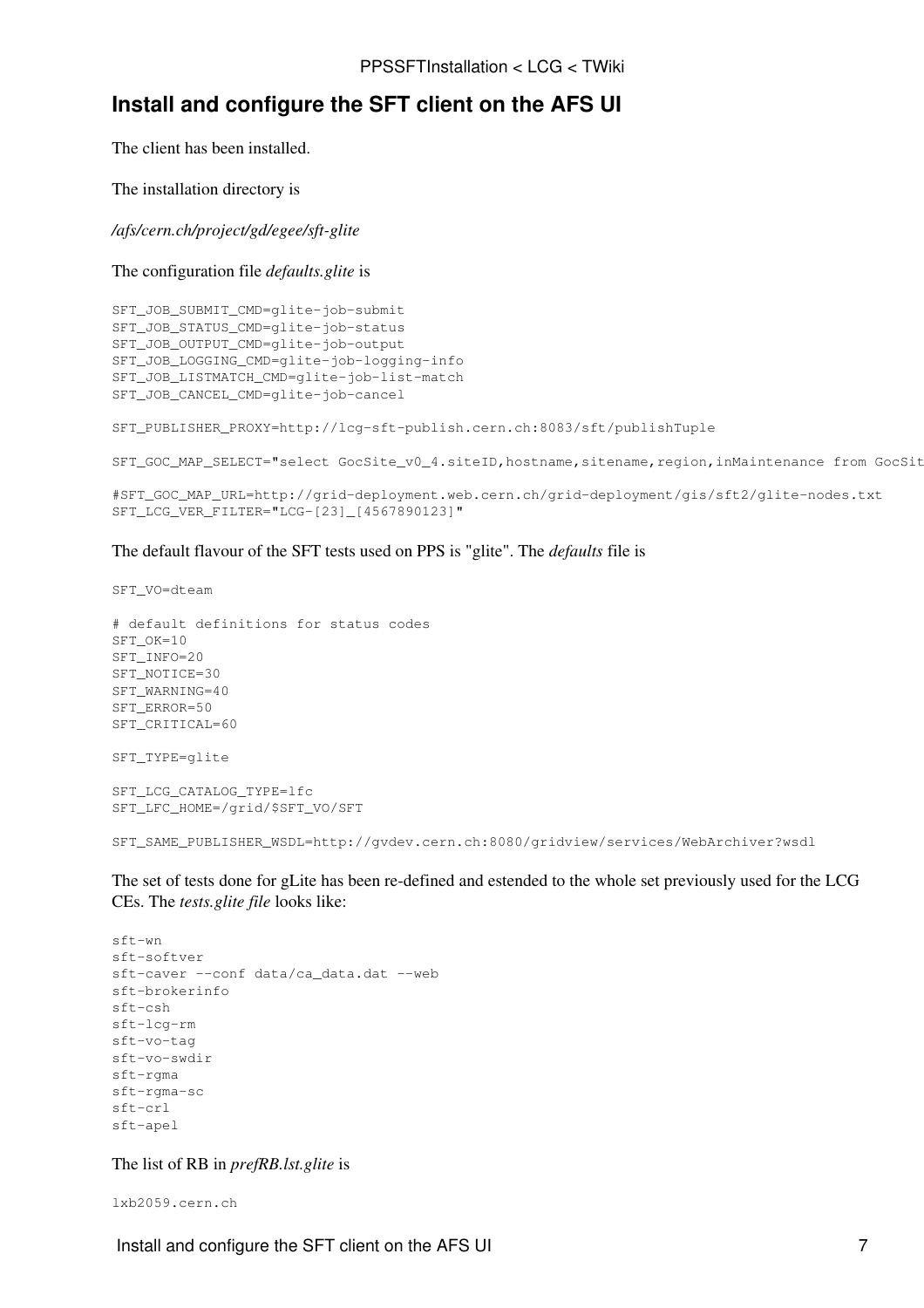## Install and configure the SFT client on the AFS UI

The client has been installed.

The installation directory is

*/afs/cern.ch/project/gd/egee/sft-glite*

The configuration file *defaults.glite* is

```
SFT_JOB_SUBMIT_CMD=glite-job-submit
SFT_JOB_STATUS_CMD=glite-job-status
SFT_JOB_OUTPUT_CMD=glite-job-output
SFT_JOB_LOGGING_CMD=glite-job-logging-info
SFT_JOB_LISTMATCH_CMD=glite-job-list-match
SFT_JOB_CANCEL_CMD=glite-job-cancel

SFT_PUBLISHER_PROXY=http://lcg-sft-publish.cern.ch:8083/sft/publishTuple

SFT_GOC_MAP_SELECT="select GocSite_v0_4.siteID,hostname,sitename,region,inMaintenance from GocSit

#SFT_GOC_MAP_URL=http://grid-deployment.web.cern.ch/grid-deployment/gis/sft2/glite-nodes.txt
SFT_LCG_VER_FILTER="LCG-[23]_[4567890123]"
```

The default flavour of the SFT tests used on PPS is "glite". The *defaults* file is

```
SFT_VO=dteam

# default definitions for status codes
SFT_OK=10
SFT_INFO=20
SFT_NOTICE=30
SFT_WARNING=40
SFT_ERROR=50
SFT_CRITICAL=60

SFT_TYPE=glite

SFT_LCG_CATALOG_TYPE=lfc
SFT_LFC_HOME=/grid/$SFT_VO/SFT

SFT_SAME_PUBLISHER_WSDL=http://gvdev.cern.ch:8080/gridview/services/WebArchiver?wsdl
```

The set of tests done for gLite has been re-defined and estended to the whole set previously used for the LCG CEs. The *tests.glite file* looks like:

```
sft-wn
sft-softver
sft-caver --conf data/ca_data.dat --web
sft-brokerinfo
sft-csh
sft-lcg-rm
sft-vo-tag
sft-vo-swdir
sft-rgma
sft-rgma-sc
sft-crl
sft-apel
```

The list of RB in *prefRB.lst.glite* is

```
lxb2059.cern.ch
```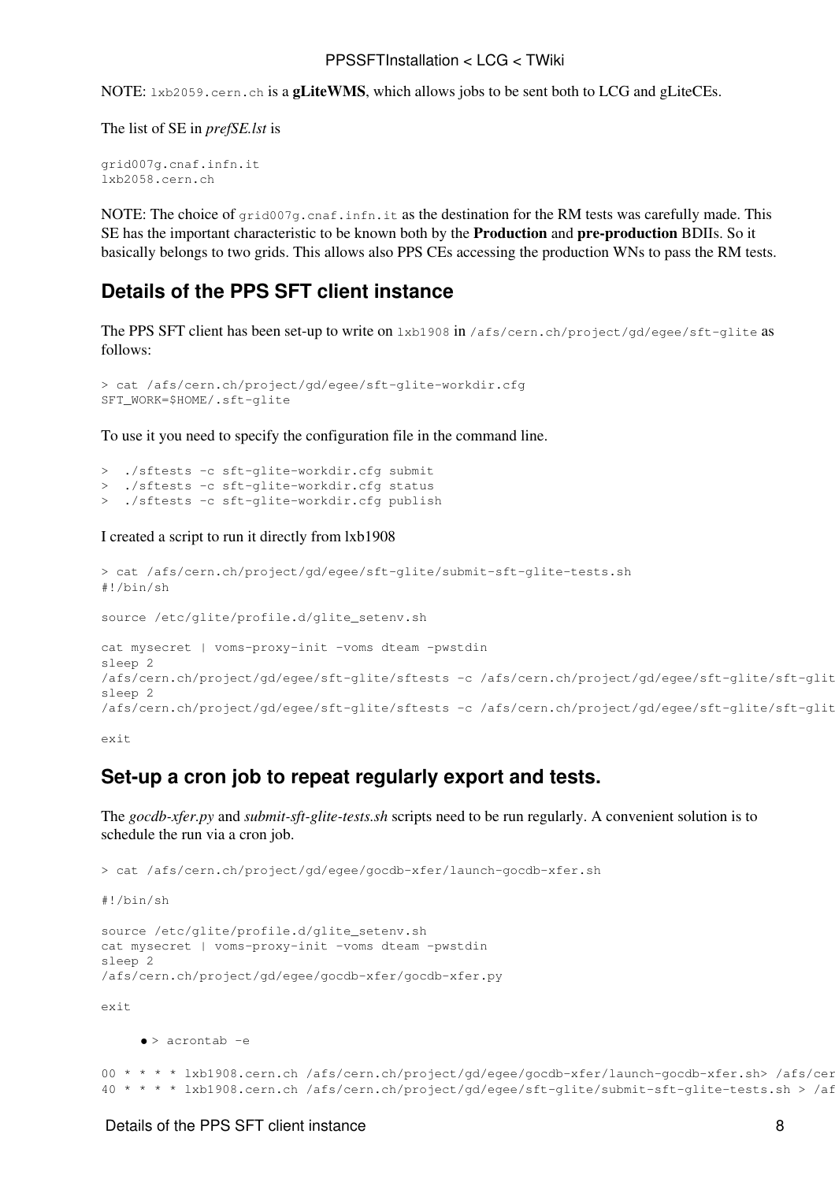NOTE: `lxb2059.cern.ch` is a **gLiteWMS**, which allows jobs to be sent both to LCG and gLiteCEs.

The list of SE in *prefSE.lst* is

```
grid007g.cnaf.infn.it
lxb2058.cern.ch
```

NOTE: The choice of `grid007g.cnaf.infn.it` as the destination for the RM tests was carefully made. This SE has the important characteristic to be known both by the **Production** and **pre-production** BDIIs. So it basically belongs to two grids. This allows also PPS CEs accessing the production WNs to pass the RM tests.

## Details of the PPS SFT client instance

The PPS SFT client has been set-up to write on `lxb1908` in `/afs/cern.ch/project/gd/egee/sft-glite` as follows:

```
> cat /afs/cern.ch/project/gd/egee/sft-glite-workdir.cfg
SFT_WORK=$HOME/.sft-glite
```

To use it you need to specify the configuration file in the command line.

```
>  ./sftests -c sft-glite-workdir.cfg submit
>  ./sftests -c sft-glite-workdir.cfg status
>  ./sftests -c sft-glite-workdir.cfg publish
```

I created a script to run it directly from lxb1908

```
> cat /afs/cern.ch/project/gd/egee/sft-glite/submit-sft-glite-tests.sh
#!/bin/sh

source /etc/glite/profile.d/glite_setenv.sh

cat mysecret | voms-proxy-init -voms dteam -pwstdin
sleep 2
/afs/cern.ch/project/gd/egee/sft-glite/sftests -c /afs/cern.ch/project/gd/egee/sft-glite/sft-glit
sleep 2
/afs/cern.ch/project/gd/egee/sft-glite/sftests -c /afs/cern.ch/project/gd/egee/sft-glite/sft-glit

exit
```

## Set-up a cron job to repeat regularly export and tests.

The *gocdb-xfer.py* and *submit-sft-glite-tests.sh* scripts need to be run regularly. A convenient solution is to schedule the run via a cron job.

```
> cat /afs/cern.ch/project/gd/egee/gocdb-xfer/launch-gocdb-xfer.sh

#!/bin/sh

source /etc/glite/profile.d/glite_setenv.sh
cat mysecret | voms-proxy-init -voms dteam -pwstdin
sleep 2
/afs/cern.ch/project/gd/egee/gocdb-xfer/gocdb-xfer.py

exit
```

- `> acrontab -e`

```
00 * * * * lxb1908.cern.ch /afs/cern.ch/project/gd/egee/gocdb-xfer/launch-gocdb-xfer.sh> /afs/cer
40 * * * * lxb1908.cern.ch /afs/cern.ch/project/gd/egee/sft-glite/submit-sft-glite-tests.sh > /af
```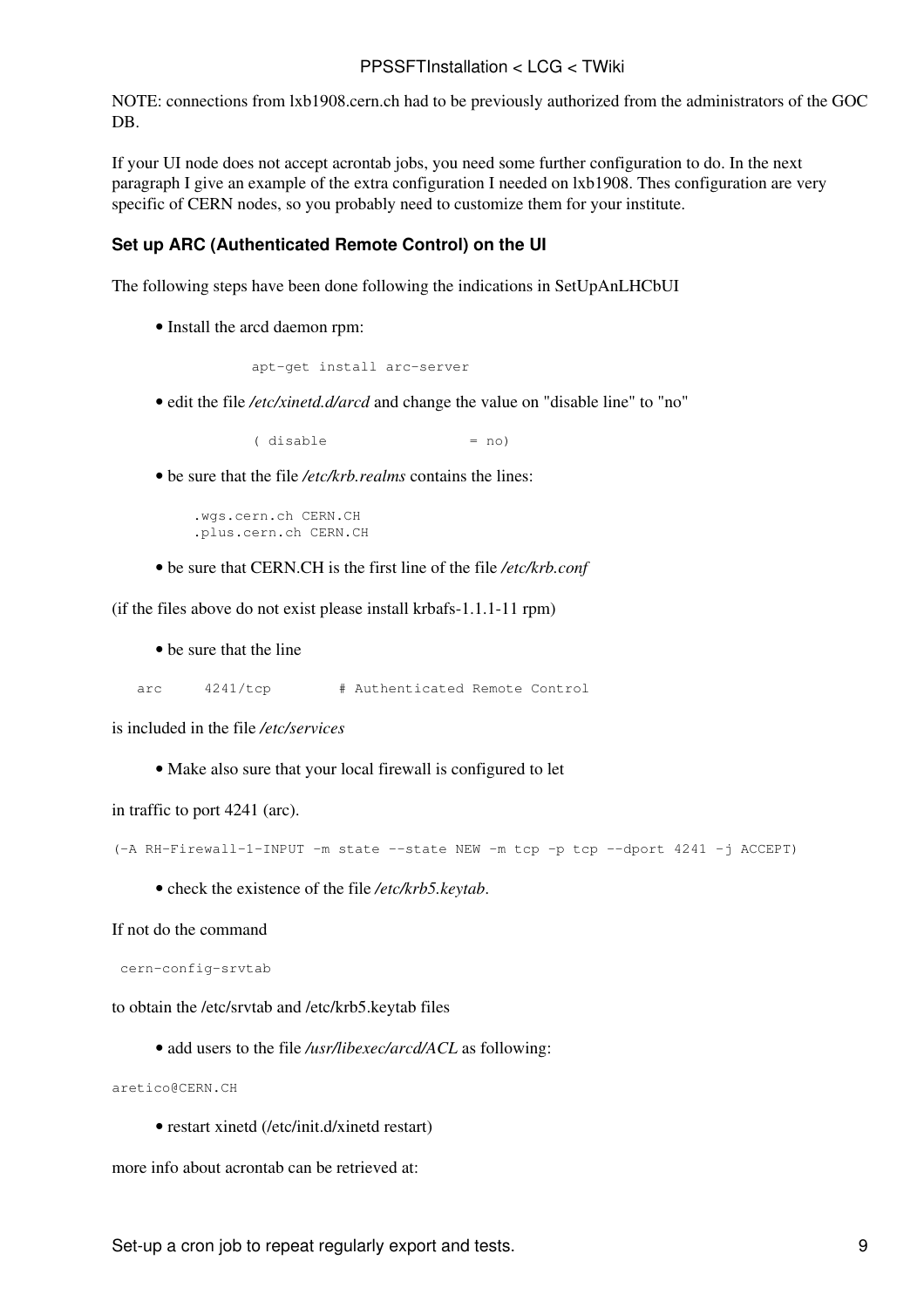NOTE: connections from lxb1908.cern.ch had to be previously authorized from the administrators of the GOC DB.

If your UI node does not accept acrontab jobs, you need some further configuration to do. In the next paragraph I give an example of the extra configuration I needed on lxb1908. Thes configuration are very specific of CERN nodes, so you probably need to customize them for your institute.

#### Set up ARC (Authenticated Remote Control) on the UI

The following steps have been done following the indications in SetUpAnLHCbUI

- Install the arcd daemon rpm:

```
apt-get install arc-server
```

- edit the file */etc/xinetd.d/arcd* and change the value on "disable line" to "no"

```
( disable                = no)
```

- be sure that the file */etc/krb.realms* contains the lines:

```
.wgs.cern.ch CERN.CH
.plus.cern.ch CERN.CH
```

- be sure that CERN.CH is the first line of the file */etc/krb.conf*

(if the files above do not exist please install krbafs-1.1.1-11 rpm)

- be sure that the line

```
arc      4241/tcp        # Authenticated Remote Control
```

is included in the file */etc/services*

- Make also sure that your local firewall is configured to let

in traffic to port 4241 (arc).

```
(-A RH-Firewall-1-INPUT -m state --state NEW -m tcp -p tcp --dport 4241 -j ACCEPT)
```

- check the existence of the file */etc/krb5.keytab*.

If not do the command

```
cern-config-srvtab
```

to obtain the /etc/srvtab and /etc/krb5.keytab files

- add users to the file */usr/libexec/arcd/ACL* as following:

```
aretico@CERN.CH
```

- restart xinetd (/etc/init.d/xinetd restart)

more info about acrontab can be retrieved at: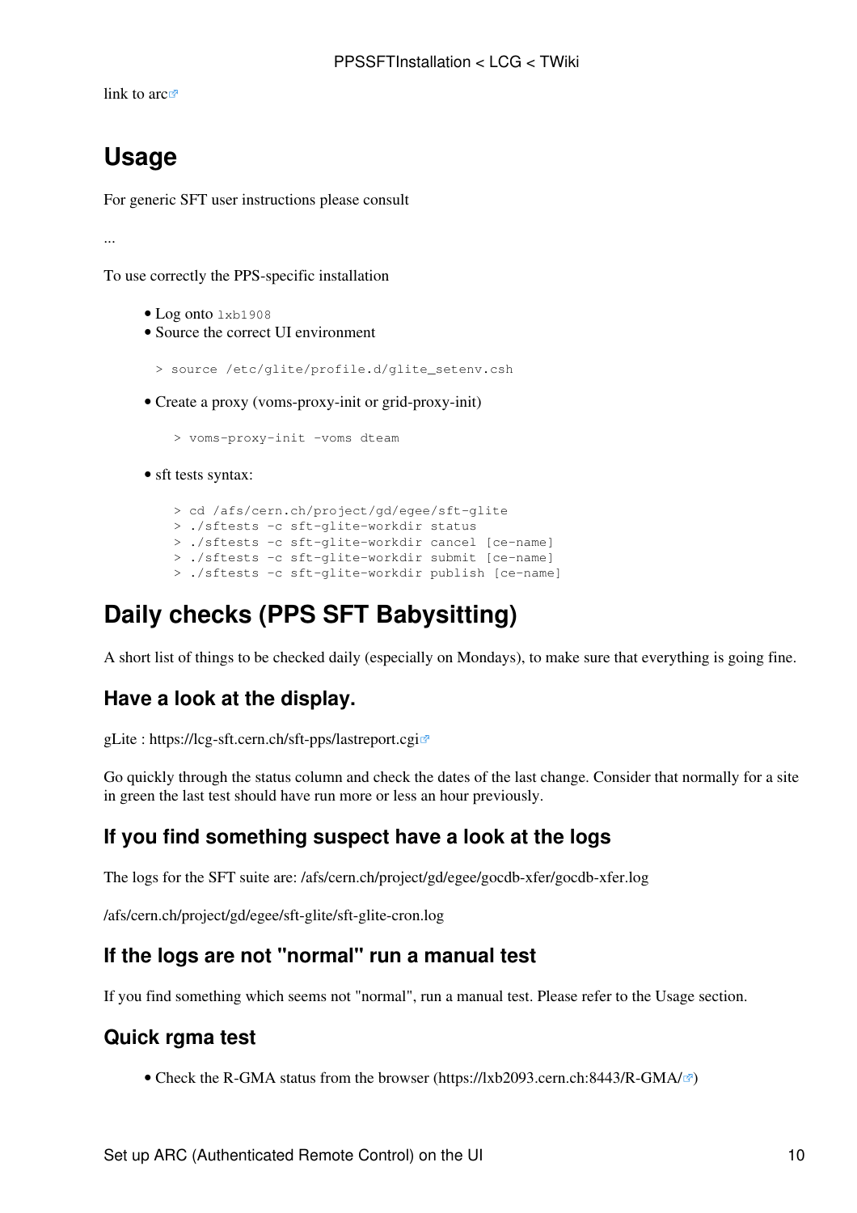link to arc

# Usage

For generic SFT user instructions please consult

...

To use correctly the PPS-specific installation

- Log onto `lxb1908`
- Source the correct UI environment

```
> source /etc/glite/profile.d/glite_setenv.csh
```

- Create a proxy (voms-proxy-init or grid-proxy-init)

```
> voms-proxy-init -voms dteam
```

- sft tests syntax:

```
> cd /afs/cern.ch/project/gd/egee/sft-glite
> ./sftests -c sft-glite-workdir status
> ./sftests -c sft-glite-workdir cancel [ce-name]
> ./sftests -c sft-glite-workdir submit [ce-name]
> ./sftests -c sft-glite-workdir publish [ce-name]
```

# Daily checks (PPS SFT Babysitting)

A short list of things to be checked daily (especially on Mondays), to make sure that everything is going fine.

## Have a look at the display.

gLite : https://lcg-sft.cern.ch/sft-pps/lastreport.cgi

Go quickly through the status column and check the dates of the last change. Consider that normally for a site in green the last test should have run more or less an hour previously.

## If you find something suspect have a look at the logs

The logs for the SFT suite are: /afs/cern.ch/project/gd/egee/gocdb-xfer/gocdb-xfer.log

/afs/cern.ch/project/gd/egee/sft-glite/sft-glite-cron.log

## If the logs are not "normal" run a manual test

If you find something which seems not "normal", run a manual test. Please refer to the Usage section.

## Quick rgma test

- Check the R-GMA status from the browser (https://lxb2093.cern.ch:8443/R-GMA/)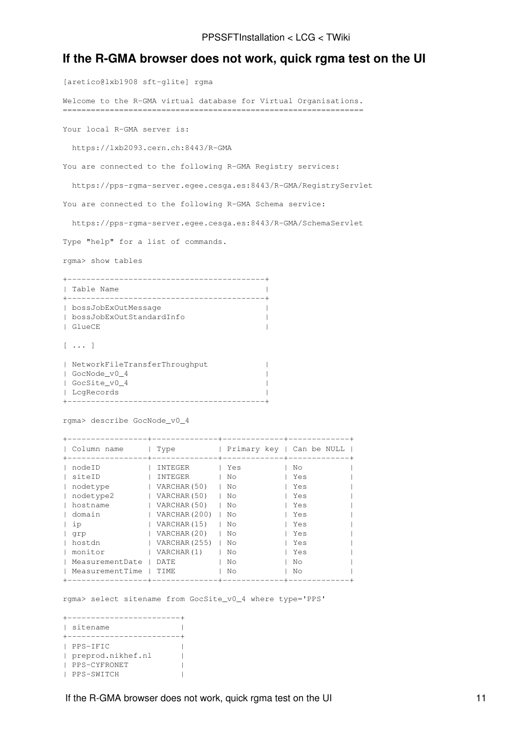## If the R-GMA browser does not work, quick rgma test on the UI

```
[aretico@lxb1908 sft-glite] rgma

Welcome to the R-GMA virtual database for Virtual Organisations.
================================================================

Your local R-GMA server is:

  https://lxb2093.cern.ch:8443/R-GMA

You are connected to the following R-GMA Registry services:

  https://pps-rgma-server.egee.cesga.es:8443/R-GMA/RegistryServlet

You are connected to the following R-GMA Schema service:

  https://pps-rgma-server.egee.cesga.es:8443/R-GMA/SchemaServlet

Type "help" for a list of commands.

rgma> show tables

+------------------------------------------+
| Table Name                               |
+------------------------------------------+
| bossJobExOutMessage                      |
| bossJobExOutStandardInfo                 |
| GlueCE                                   |

[ ... ]

| NetworkFileTransferThroughput            |
| GocNode_v0_4                             |
| GocSite_v0_4                             |
| LcgRecords                               |
+------------------------------------------+

rgma> describe GocNode_v0_4

+-----------------+--------------+-------------+-------------+
| Column name     | Type         | Primary key | Can be NULL |
+-----------------+--------------+-------------+-------------+
| nodeID          | INTEGER      | Yes         | No          |
| siteID          | INTEGER      | No          | Yes         |
| nodetype        | VARCHAR(50)  | No          | Yes         |
| nodetype2       | VARCHAR(50)  | No          | Yes         |
| hostname        | VARCHAR(50)  | No          | Yes         |
| domain          | VARCHAR(200) | No          | Yes         |
| ip              | VARCHAR(15)  | No          | Yes         |
| grp             | VARCHAR(20)  | No          | Yes         |
| hostdn          | VARCHAR(255) | No          | Yes         |
| monitor         | VARCHAR(1)   | No          | Yes         |
| MeasurementDate | DATE         | No          | No          |
| MeasurementTime | TIME         | No          | No          |
+-----------------+--------------+-------------+-------------+

rgma> select sitename from GocSite_v0_4 where type='PPS'

+------------------------+
| sitename               |
+------------------------+
| PPS-IFIC               |
| preprod.nikhef.nl      |
| PPS-CYFRONET           |
| PPS-SWITCH             |
```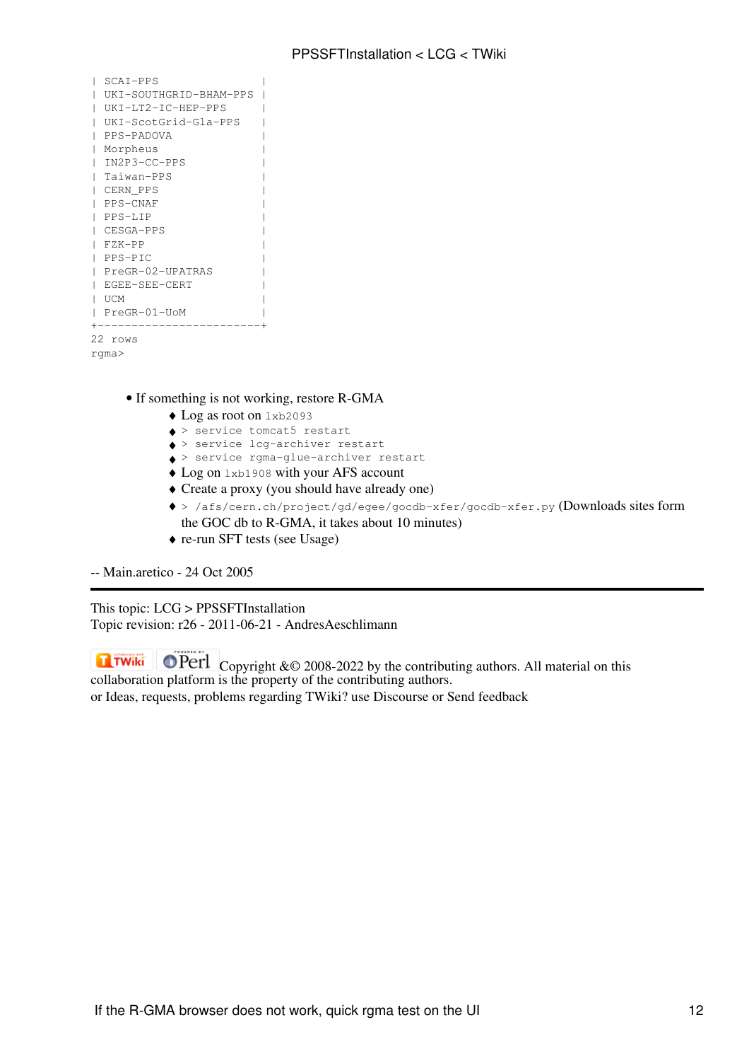```
| SCAI-PPS                |
| UKI-SOUTHGRID-BHAM-PPS  |
| UKI-LT2-IC-HEP-PPS      |
| UKI-ScotGrid-Gla-PPS    |
| PPS-PADOVA              |
| Morpheus                |
| IN2P3-CC-PPS            |
| Taiwan-PPS              |
| CERN_PPS                |
| PPS-CNAF                |
| PPS-LIP                 |
| CESGA-PPS               |
| FZK-PP                  |
| PPS-PIC                 |
| PreGR-02-UPATRAS        |
| EGEE-SEE-CERT           |
| UCM                     |
| PreGR-01-UoM            |
+-------------------------+
22 rows
rgma>
```

- If something is not working, restore R-GMA
    - Log as root on `lxb2093`
    - `> service tomcat5 restart`
    - `> service lcg-archiver restart`
    - `> service rgma-glue-archiver restart`
    - Log on `lxb1908` with your AFS account
    - Create a proxy (you should have already one)
    - `> /afs/cern.ch/project/gd/egee/gocdb-xfer/gocdb-xfer.py` (Downloads sites form the GOC db to R-GMA, it takes about 10 minutes)
    - re-run SFT tests (see Usage)

-- Main.aretico - 24 Oct 2005

---

This topic: LCG > PPSSFTInstallation
Topic revision: r26 - 2011-06-21 - AndresAeschlimann

Copyright &© 2008-2022 by the contributing authors. All material on this collaboration platform is the property of the contributing authors.
or Ideas, requests, problems regarding TWiki? use Discourse or Send feedback